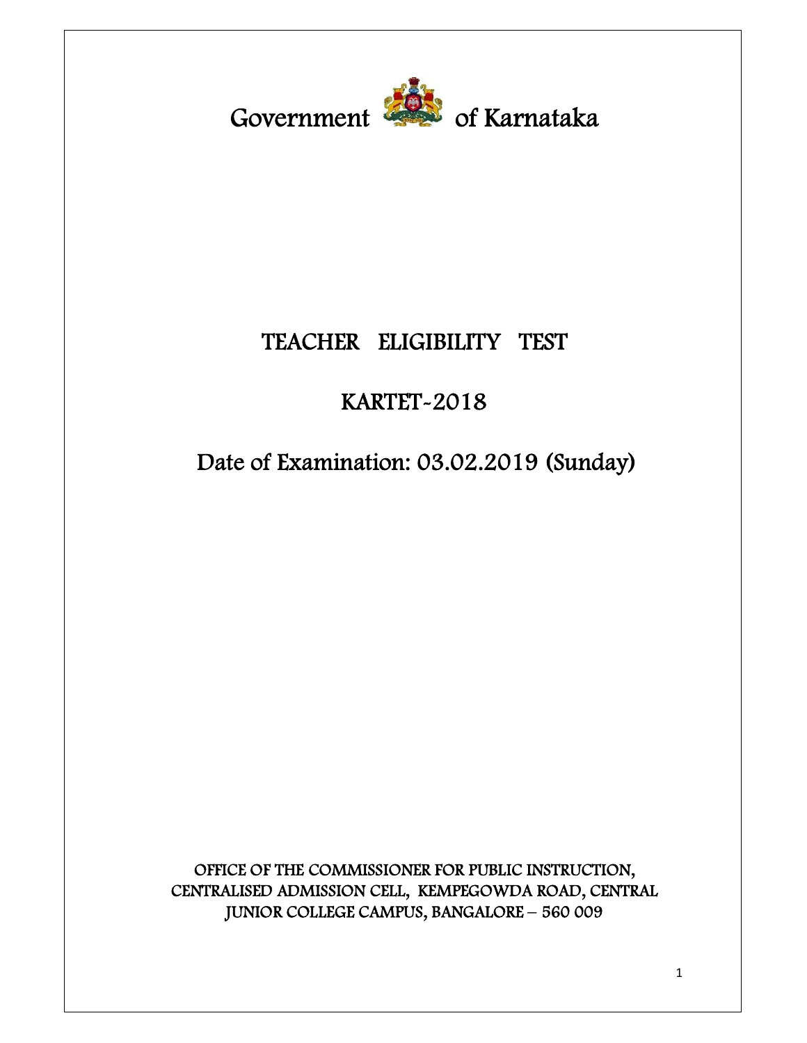Government of Karnataka

# TEACHER ELIGIBILITY TEST

# KARTET-2018

## Date of Examination: 03.02.2019 (Sunday)

OFFICE OF THE COMMISSIONER FOR PUBLIC INSTRUCTION, CENTRALISED ADMISSION CELL, KEMPEGOWDA ROAD, CENTRAL JUNIOR COLLEGE CAMPUS, BANGALORE – 560 009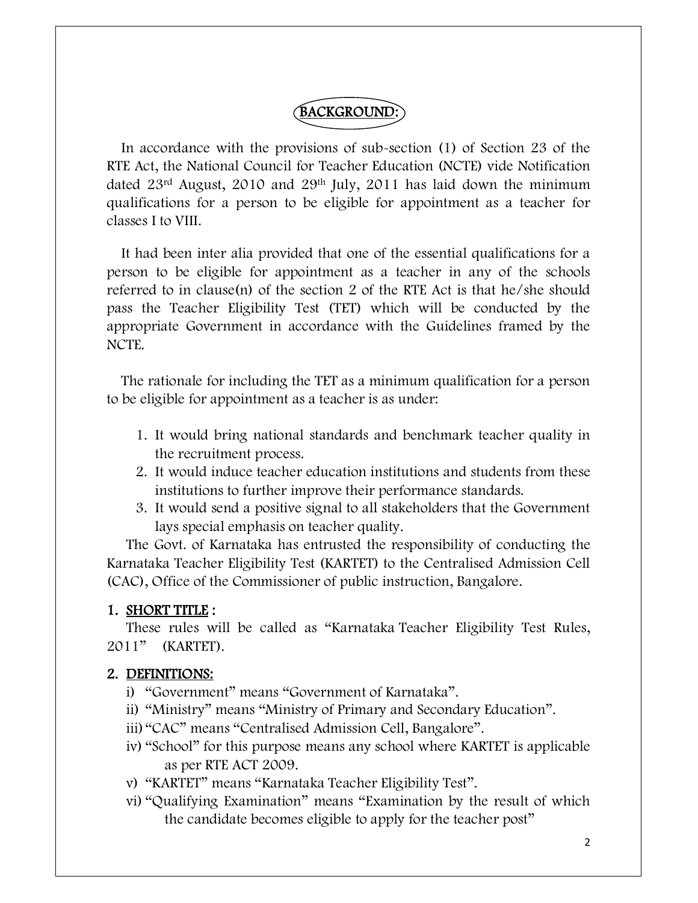# BACKGROUND:

In accordance with the provisions of sub-section (1) of Section 23 of the RTE Act, the National Council for Teacher Education (NCTE) vide Notification dated 23rd August, 2010 and 29th July, 2011 has laid down the minimum qualifications for a person to be eligible for appointment as a teacher for classes I to VIII.

It had been inter alia provided that one of the essential qualifications for a person to be eligible for appointment as a teacher in any of the schools referred to in clause(n) of the section 2 of the RTE Act is that he/she should pass the Teacher Eligibility Test (TET) which will be conducted by the appropriate Government in accordance with the Guidelines framed by the NCTE.

The rationale for including the TET as a minimum qualification for a person to be eligible for appointment as a teacher is as under:

1. It would bring national standards and benchmark teacher quality in the recruitment process.
2. It would induce teacher education institutions and students from these institutions to further improve their performance standards.
3. It would send a positive signal to all stakeholders that the Government lays special emphasis on teacher quality.

The Govt. of Karnataka has entrusted the responsibility of conducting the Karnataka Teacher Eligibility Test (KARTET) to the Centralised Admission Cell (CAC), Office of the Commissioner of public instruction, Bangalore.

## 1. SHORT TITLE :

These rules will be called as "Karnataka Teacher Eligibility Test Rules, 2011" (KARTET).

## 2. DEFINITIONS:

i) "Government" means "Government of Karnataka".

ii) "Ministry" means "Ministry of Primary and Secondary Education".

iii) "CAC" means "Centralised Admission Cell, Bangalore".

iv) "School" for this purpose means any school where KARTET is applicable as per RTE ACT 2009.

v) "KARTET" means "Karnataka Teacher Eligibility Test".

vi) "Qualifying Examination" means "Examination by the result of which the candidate becomes eligible to apply for the teacher post"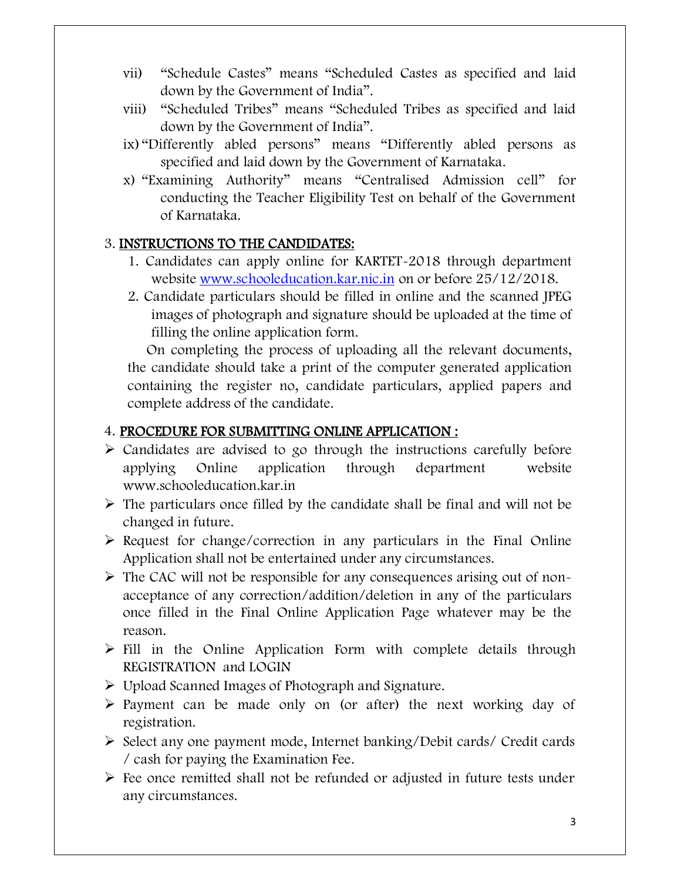vii) "Schedule Castes" means "Scheduled Castes as specified and laid down by the Government of India".

viii) "Scheduled Tribes" means "Scheduled Tribes as specified and laid down by the Government of India".

ix) "Differently abled persons" means "Differently abled persons as specified and laid down by the Government of Karnataka.

x) "Examining Authority" means "Centralised Admission cell" for conducting the Teacher Eligibility Test on behalf of the Government of Karnataka.

## 3. INSTRUCTIONS TO THE CANDIDATES:

1. Candidates can apply online for KARTET-2018 through department website [www.schooleducation.kar.nic.in](http://www.schooleducation.kar.nic.in) on or before 25/12/2018.
2. Candidate particulars should be filled in online and the scanned JPEG images of photograph and signature should be uploaded at the time of filling the online application form.

On completing the process of uploading all the relevant documents, the candidate should take a print of the computer generated application containing the register no, candidate particulars, applied papers and complete address of the candidate.

## 4. PROCEDURE FOR SUBMITTING ONLINE APPLICATION :

- Candidates are advised to go through the instructions carefully before applying Online application through department website www.schooleducation.kar.in
- The particulars once filled by the candidate shall be final and will not be changed in future.
- Request for change/correction in any particulars in the Final Online Application shall not be entertained under any circumstances.
- The CAC will not be responsible for any consequences arising out of non-acceptance of any correction/addition/deletion in any of the particulars once filled in the Final Online Application Page whatever may be the reason.
- Fill in the Online Application Form with complete details through REGISTRATION and LOGIN
- Upload Scanned Images of Photograph and Signature.
- Payment can be made only on (or after) the next working day of registration.
- Select any one payment mode, Internet banking/Debit cards/ Credit cards / cash for paying the Examination Fee.
- Fee once remitted shall not be refunded or adjusted in future tests under any circumstances.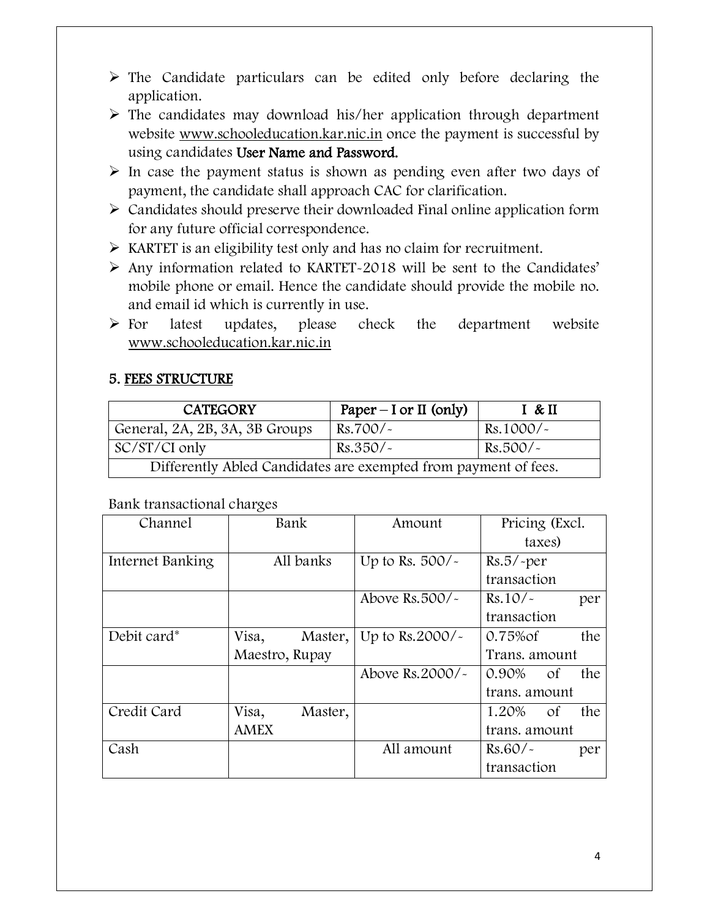- The Candidate particulars can be edited only before declaring the application.
- The candidates may download his/her application through department website www.schooleducation.kar.nic.in once the payment is successful by using candidates **User Name and Password.**
- In case the payment status is shown as pending even after two days of payment, the candidate shall approach CAC for clarification.
- Candidates should preserve their downloaded Final online application form for any future official correspondence.
- KARTET is an eligibility test only and has no claim for recruitment.
- Any information related to KARTET-2018 will be sent to the Candidates' mobile phone or email. Hence the candidate should provide the mobile no. and email id which is currently in use.
- For latest updates, please check the department website www.schooleducation.kar.nic.in

## 5. FEES STRUCTURE

| CATEGORY | Paper – I or II (only) | I & II |
|---|---|---|
| General, 2A, 2B, 3A, 3B Groups | Rs.700/- | Rs.1000/- |
| SC/ST/CI only | Rs.350/- | Rs.500/- |
| Differently Abled Candidates are exempted from payment of fees. | | |

Bank transactional charges

| Channel | Bank | Amount | Pricing (Excl. taxes) |
|---|---|---|---|
| Internet Banking | All banks | Up to Rs. 500/- | Rs.5/-per transaction |
| | | Above Rs.500/- | Rs.10/- per transaction |
| Debit card* | Visa, Master, Maestro, Rupay | Up to Rs.2000/- | 0.75%of the Trans. amount |
| | | Above Rs.2000/- | 0.90% of the trans. amount |
| Credit Card | Visa, Master, AMEX | | 1.20% of the trans. amount |
| Cash | | All amount | Rs.60/- per transaction |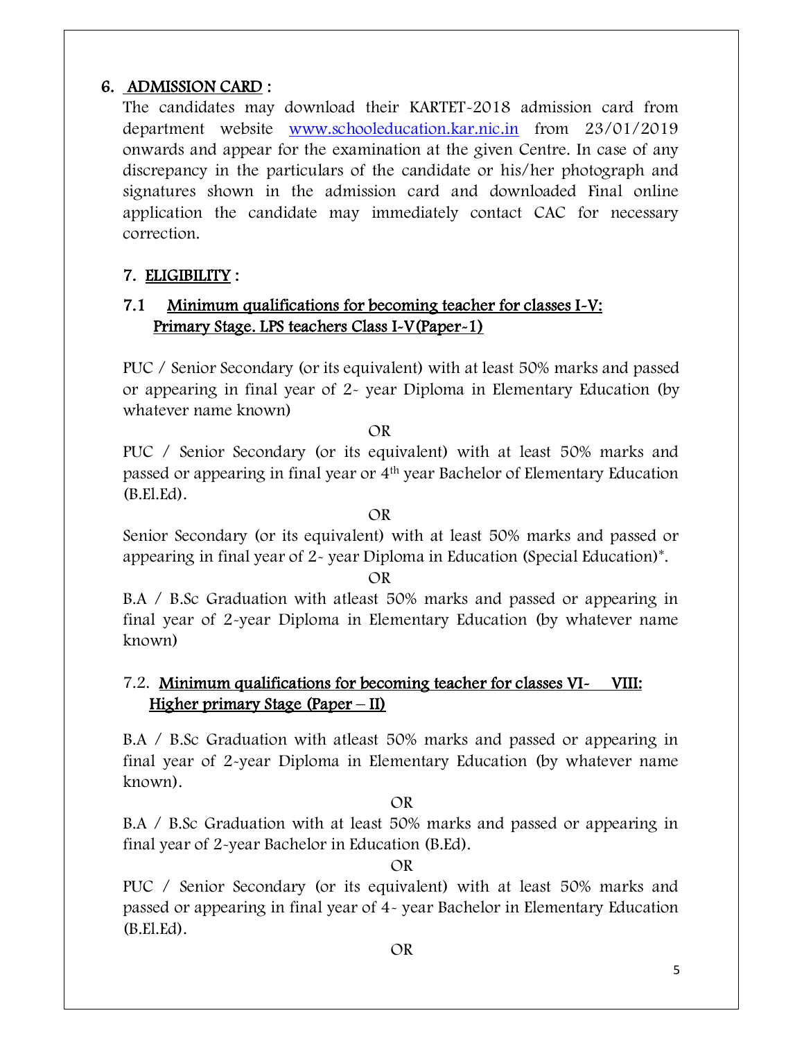## 6. ADMISSION CARD :

The candidates may download their KARTET-2018 admission card from department website [www.schooleducation.kar.nic.in](http://www.schooleducation.kar.nic.in) from 23/01/2019 onwards and appear for the examination at the given Centre. In case of any discrepancy in the particulars of the candidate or his/her photograph and signatures shown in the admission card and downloaded Final online application the candidate may immediately contact CAC for necessary correction.

## 7. ELIGIBILITY :

### 7.1 Minimum qualifications for becoming teacher for classes I-V: Primary Stage. LPS teachers Class I-V(Paper-1)

PUC / Senior Secondary (or its equivalent) with at least 50% marks and passed or appearing in final year of 2- year Diploma in Elementary Education (by whatever name known)

OR

PUC / Senior Secondary (or its equivalent) with at least 50% marks and passed or appearing in final year or 4th year Bachelor of Elementary Education (B.El.Ed).

OR

Senior Secondary (or its equivalent) with at least 50% marks and passed or appearing in final year of 2- year Diploma in Education (Special Education)*.

OR

B.A / B.Sc Graduation with atleast 50% marks and passed or appearing in final year of 2-year Diploma in Elementary Education (by whatever name known)

### 7.2. Minimum qualifications for becoming teacher for classes VI- VIII: Higher primary Stage (Paper – II)

B.A / B.Sc Graduation with atleast 50% marks and passed or appearing in final year of 2-year Diploma in Elementary Education (by whatever name known).

OR

B.A / B.Sc Graduation with at least 50% marks and passed or appearing in final year of 2-year Bachelor in Education (B.Ed).

OR

PUC / Senior Secondary (or its equivalent) with at least 50% marks and passed or appearing in final year of 4- year Bachelor in Elementary Education (B.El.Ed).

OR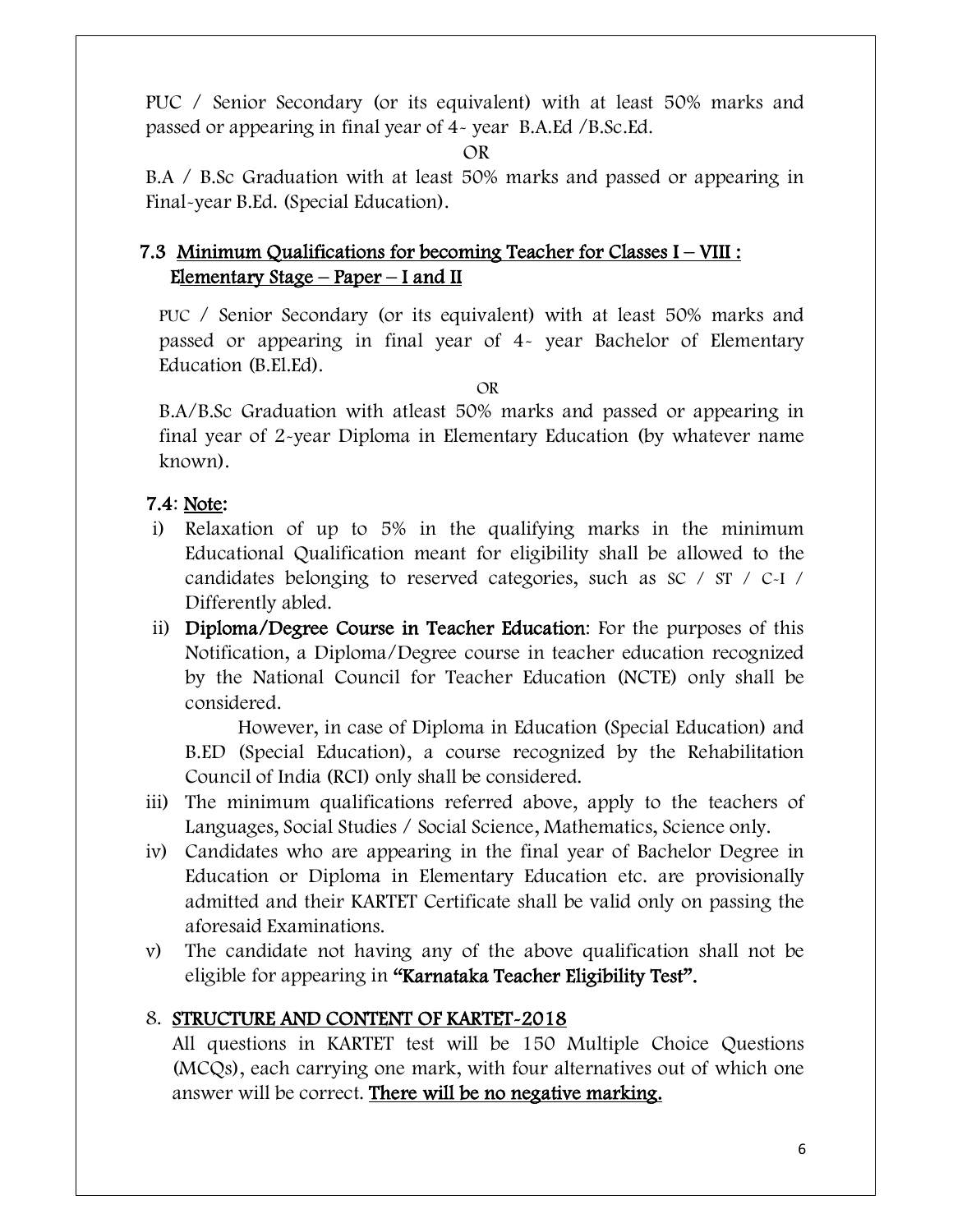PUC / Senior Secondary (or its equivalent) with at least 50% marks and passed or appearing in final year of 4- year B.A.Ed /B.Sc.Ed.

OR

B.A / B.Sc Graduation with at least 50% marks and passed or appearing in Final-year B.Ed. (Special Education).

### 7.3 Minimum Qualifications for becoming Teacher for Classes I – VIII : Elementary Stage – Paper – I and II

PUC / Senior Secondary (or its equivalent) with at least 50% marks and passed or appearing in final year of 4- year Bachelor of Elementary Education (B.El.Ed).

OR

B.A/B.Sc Graduation with atleast 50% marks and passed or appearing in final year of 2-year Diploma in Elementary Education (by whatever name known).

### 7.4: Note:

i) Relaxation of up to 5% in the qualifying marks in the minimum Educational Qualification meant for eligibility shall be allowed to the candidates belonging to reserved categories, such as SC / ST / C-I / Differently abled.

ii) **Diploma/Degree Course in Teacher Education**: For the purposes of this Notification, a Diploma/Degree course in teacher education recognized by the National Council for Teacher Education (NCTE) only shall be considered.

   However, in case of Diploma in Education (Special Education) and B.ED (Special Education), a course recognized by the Rehabilitation Council of India (RCI) only shall be considered.

iii) The minimum qualifications referred above, apply to the teachers of Languages, Social Studies / Social Science, Mathematics, Science only.

iv) Candidates who are appearing in the final year of Bachelor Degree in Education or Diploma in Elementary Education etc. are provisionally admitted and their KARTET Certificate shall be valid only on passing the aforesaid Examinations.

v) The candidate not having any of the above qualification shall not be eligible for appearing in **"Karnataka Teacher Eligibility Test".**

## 8. STRUCTURE AND CONTENT OF KARTET-2018

All questions in KARTET test will be 150 Multiple Choice Questions (MCQs), each carrying one mark, with four alternatives out of which one answer will be correct. **There will be no negative marking.**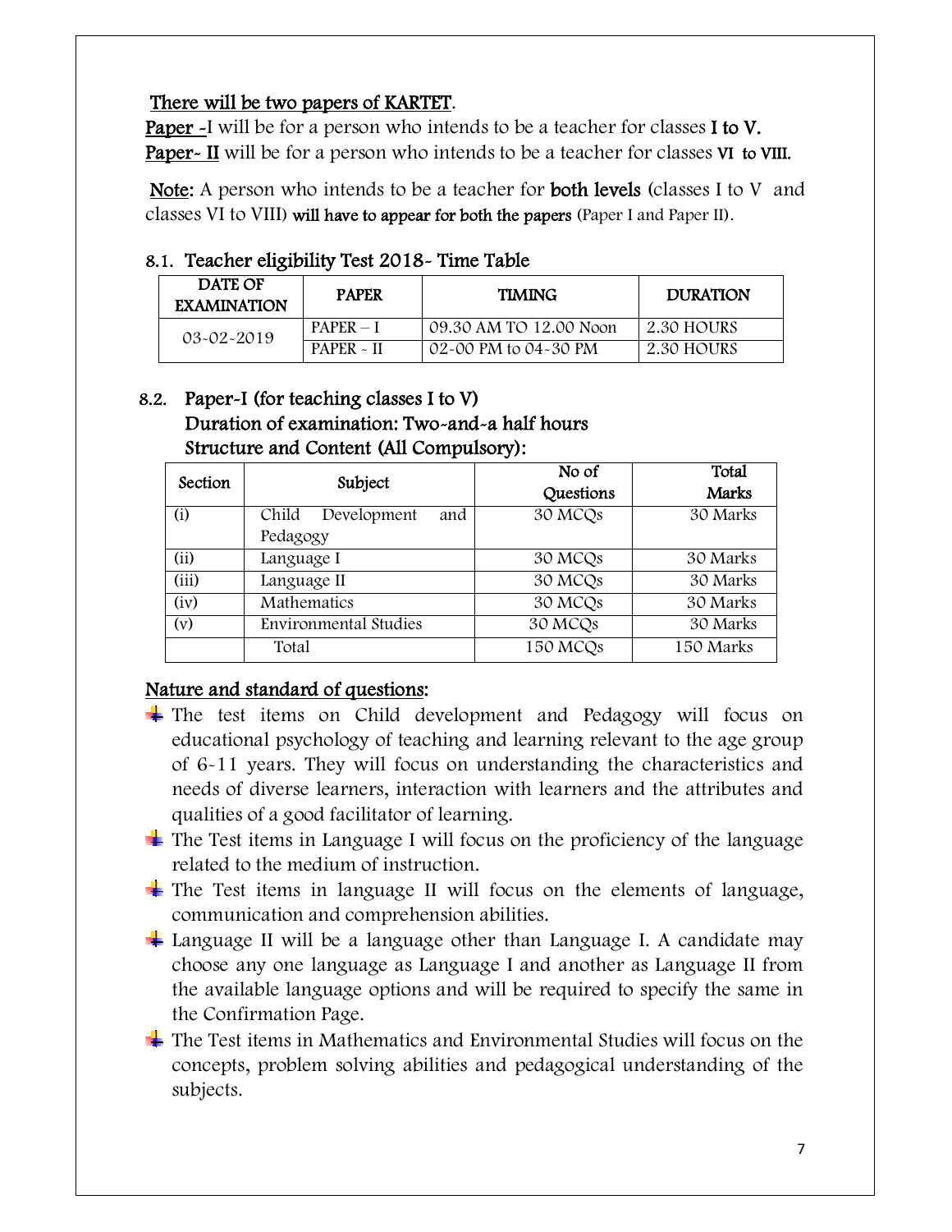**There will be two papers of KARTET.**

**Paper -I** will be for a person who intends to be a teacher for classes **I to V.**

**Paper- II** will be for a person who intends to be a teacher for classes **VI to VIII.**

**Note:** A person who intends to be a teacher for **both levels** (classes I to V and classes VI to VIII) **will have to appear for both the papers** (Paper I and Paper II).

### 8.1. Teacher eligibility Test 2018- Time Table

| DATE OF EXAMINATION | PAPER | TIMING | DURATION |
|---|---|---|---|
| 03-02-2019 | PAPER – I | 09.30 AM TO 12.00 Noon | 2.30 HOURS |
| | PAPER - II | 02-00 PM to 04-30 PM | 2.30 HOURS |

### 8.2. Paper-I (for teaching classes I to V)
### Duration of examination: Two-and-a half hours
### Structure and Content (All Compulsory):

| Section | Subject | No of Questions | Total Marks |
|---|---|---|---|
| (i) | Child Development and Pedagogy | 30 MCQs | 30 Marks |
| (ii) | Language I | 30 MCQs | 30 Marks |
| (iii) | Language II | 30 MCQs | 30 Marks |
| (iv) | Mathematics | 30 MCQs | 30 Marks |
| (v) | Environmental Studies | 30 MCQs | 30 Marks |
| | Total | 150 MCQs | 150 Marks |

**Nature and standard of questions:**

- The test items on Child development and Pedagogy will focus on educational psychology of teaching and learning relevant to the age group of 6-11 years. They will focus on understanding the characteristics and needs of diverse learners, interaction with learners and the attributes and qualities of a good facilitator of learning.
- The Test items in Language I will focus on the proficiency of the language related to the medium of instruction.
- The Test items in language II will focus on the elements of language, communication and comprehension abilities.
- Language II will be a language other than Language I. A candidate may choose any one language as Language I and another as Language II from the available language options and will be required to specify the same in the Confirmation Page.
- The Test items in Mathematics and Environmental Studies will focus on the concepts, problem solving abilities and pedagogical understanding of the subjects.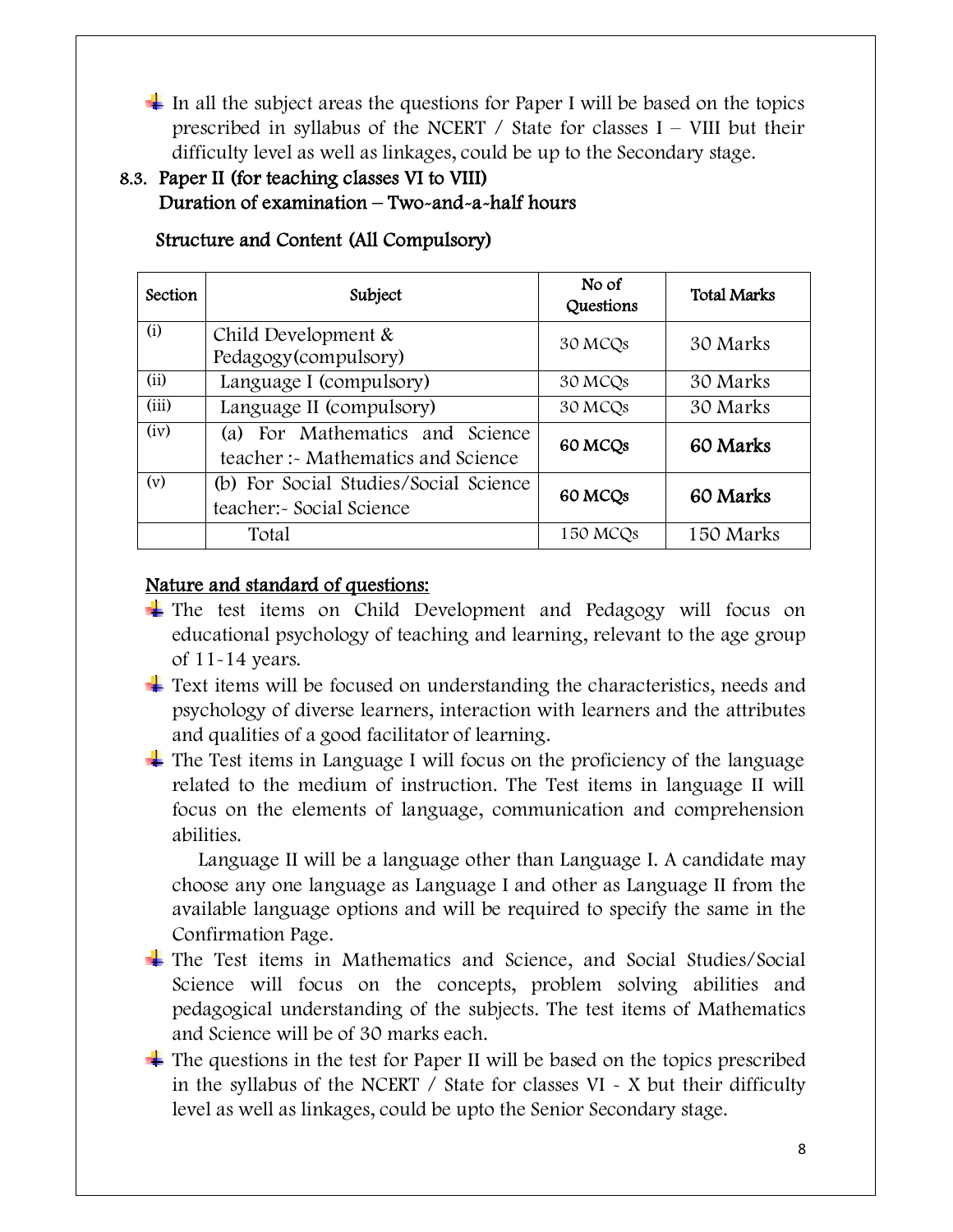- In all the subject areas the questions for Paper I will be based on the topics prescribed in syllabus of the NCERT / State for classes I – VIII but their difficulty level as well as linkages, could be up to the Secondary stage.

## 8.3. Paper II (for teaching classes VI to VIII)
## Duration of examination – Two-and-a-half hours

### Structure and Content (All Compulsory)

| Section | Subject | No of Questions | Total Marks |
|---|---|---|---|
| (i) | Child Development & Pedagogy(compulsory) | 30 MCQs | 30 Marks |
| (ii) | Language I (compulsory) | 30 MCQs | 30 Marks |
| (iii) | Language II (compulsory) | 30 MCQs | 30 Marks |
| (iv) | (a) For Mathematics and Science teacher :- Mathematics and Science | 60 MCQs | 60 Marks |
| (v) | (b) For Social Studies/Social Science teacher:- Social Science | 60 MCQs | 60 Marks |
| | Total | 150 MCQs | 150 Marks |

### Nature and standard of questions:

- The test items on Child Development and Pedagogy will focus on educational psychology of teaching and learning, relevant to the age group of 11-14 years.
- Text items will be focused on understanding the characteristics, needs and psychology of diverse learners, interaction with learners and the attributes and qualities of a good facilitator of learning.
- The Test items in Language I will focus on the proficiency of the language related to the medium of instruction. The Test items in language II will focus on the elements of language, communication and comprehension abilities.

  Language II will be a language other than Language I. A candidate may choose any one language as Language I and other as Language II from the available language options and will be required to specify the same in the Confirmation Page.
- The Test items in Mathematics and Science, and Social Studies/Social Science will focus on the concepts, problem solving abilities and pedagogical understanding of the subjects. The test items of Mathematics and Science will be of 30 marks each.
- The questions in the test for Paper II will be based on the topics prescribed in the syllabus of the NCERT / State for classes VI - X but their difficulty level as well as linkages, could be upto the Senior Secondary stage.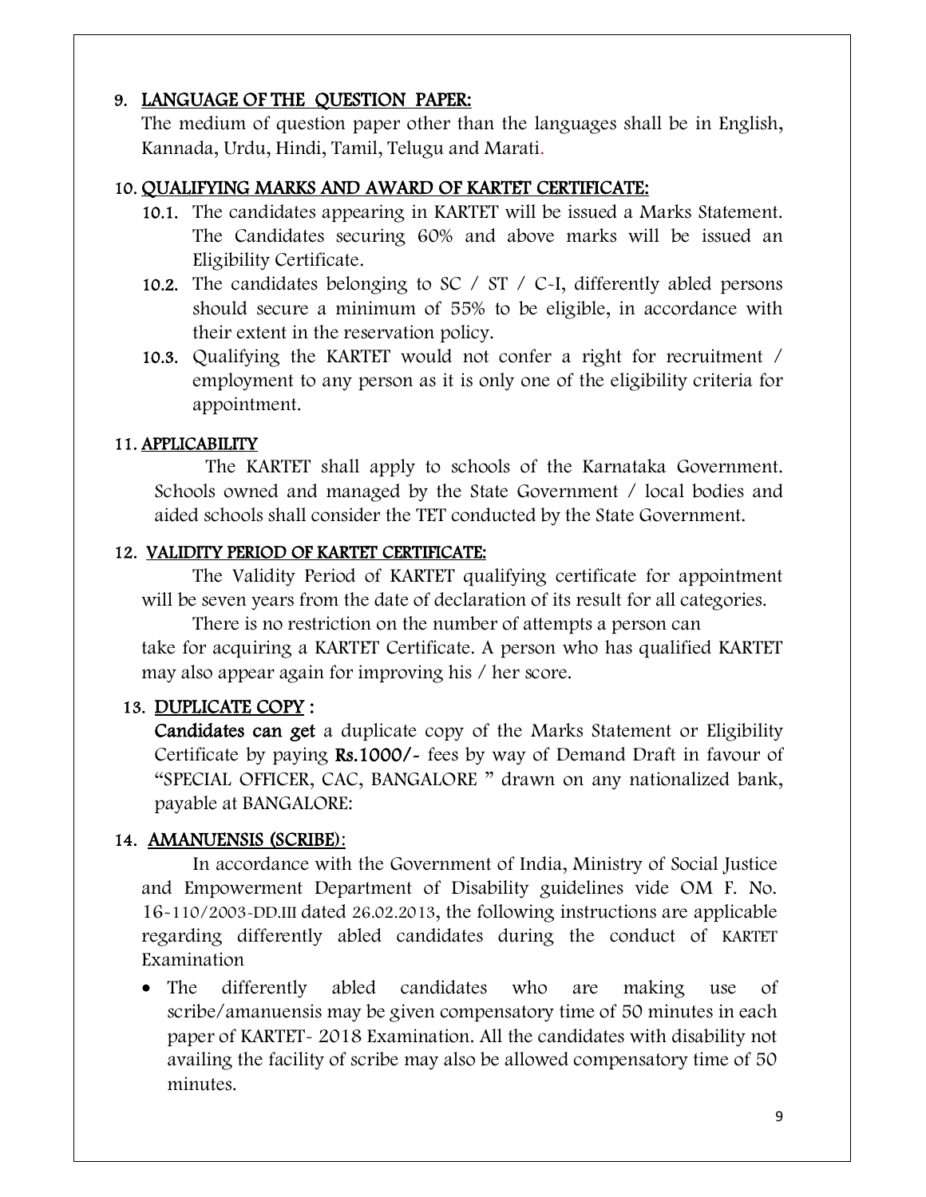## 9. LANGUAGE OF THE QUESTION PAPER:

The medium of question paper other than the languages shall be in English, Kannada, Urdu, Hindi, Tamil, Telugu and Marati.

## 10. QUALIFYING MARKS AND AWARD OF KARTET CERTIFICATE:

**10.1.** The candidates appearing in KARTET will be issued a Marks Statement. The Candidates securing 60% and above marks will be issued an Eligibility Certificate.

**10.2.** The candidates belonging to SC / ST / C-I, differently abled persons should secure a minimum of 55% to be eligible, in accordance with their extent in the reservation policy.

**10.3.** Qualifying the KARTET would not confer a right for recruitment / employment to any person as it is only one of the eligibility criteria for appointment.

## 11. APPLICABILITY

The KARTET shall apply to schools of the Karnataka Government. Schools owned and managed by the State Government / local bodies and aided schools shall consider the TET conducted by the State Government.

## 12. VALIDITY PERIOD OF KARTET CERTIFICATE:

The Validity Period of KARTET qualifying certificate for appointment will be seven years from the date of declaration of its result for all categories.

There is no restriction on the number of attempts a person can take for acquiring a KARTET Certificate. A person who has qualified KARTET may also appear again for improving his / her score.

## 13. DUPLICATE COPY :

**Candidates can get** a duplicate copy of the Marks Statement or Eligibility Certificate by paying **Rs.1000/-** fees by way of Demand Draft in favour of "SPECIAL OFFICER, CAC, BANGALORE " drawn on any nationalized bank, payable at BANGALORE:

## 14. AMANUENSIS (SCRIBE):

In accordance with the Government of India, Ministry of Social Justice and Empowerment Department of Disability guidelines vide OM F. No. 16-110/2003-DD.III dated 26.02.2013, the following instructions are applicable regarding differently abled candidates during the conduct of KARTET Examination

- The differently abled candidates who are making use of scribe/amanuensis may be given compensatory time of 50 minutes in each paper of KARTET- 2018 Examination. All the candidates with disability not availing the facility of scribe may also be allowed compensatory time of 50 minutes.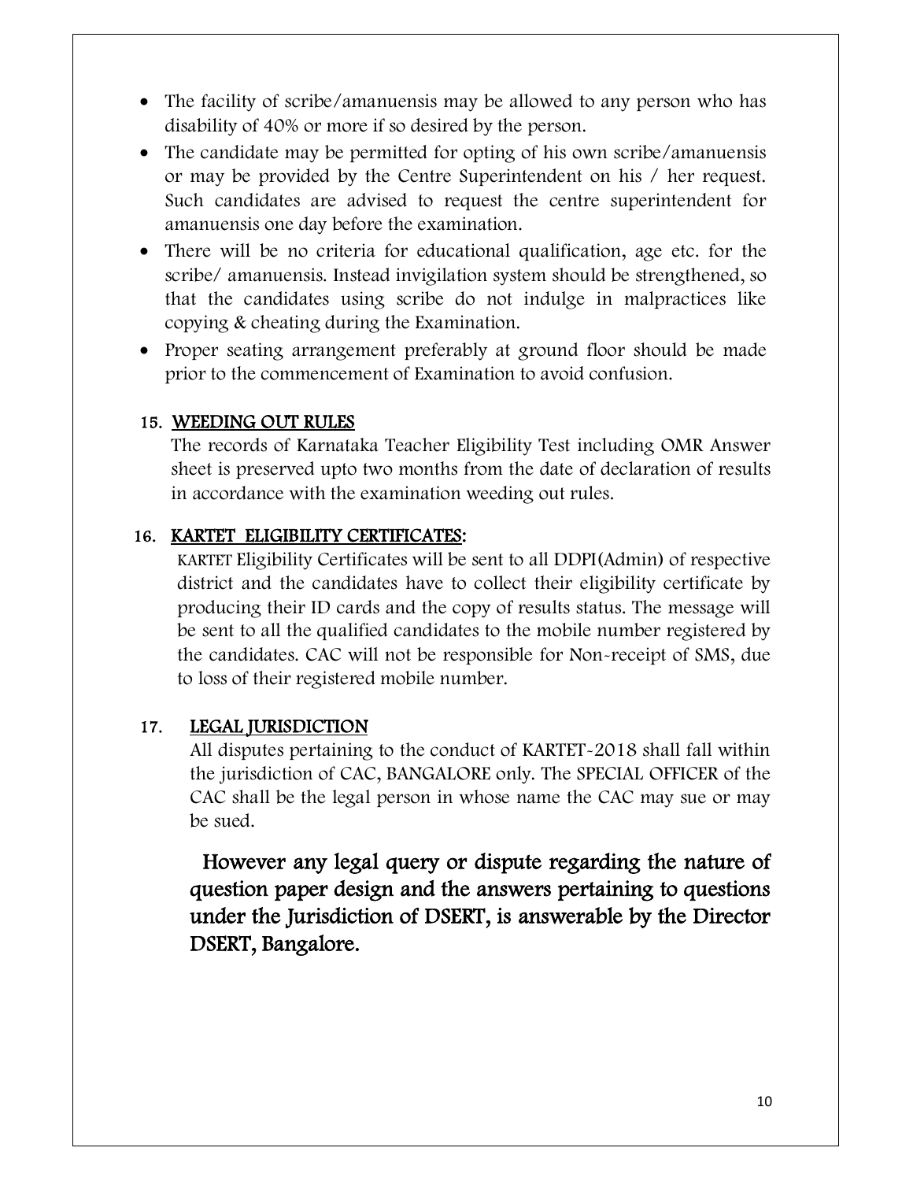- The facility of scribe/amanuensis may be allowed to any person who has disability of 40% or more if so desired by the person.
- The candidate may be permitted for opting of his own scribe/amanuensis or may be provided by the Centre Superintendent on his / her request. Such candidates are advised to request the centre superintendent for amanuensis one day before the examination.
- There will be no criteria for educational qualification, age etc. for the scribe/ amanuensis. Instead invigilation system should be strengthened, so that the candidates using scribe do not indulge in malpractices like copying & cheating during the Examination.
- Proper seating arrangement preferably at ground floor should be made prior to the commencement of Examination to avoid confusion.

## 15. WEEDING OUT RULES

The records of Karnataka Teacher Eligibility Test including OMR Answer sheet is preserved upto two months from the date of declaration of results in accordance with the examination weeding out rules.

## 16. KARTET ELIGIBILITY CERTIFICATES:

KARTET Eligibility Certificates will be sent to all DDPI(Admin) of respective district and the candidates have to collect their eligibility certificate by producing their ID cards and the copy of results status. The message will be sent to all the qualified candidates to the mobile number registered by the candidates. CAC will not be responsible for Non-receipt of SMS, due to loss of their registered mobile number.

## 17. LEGAL JURISDICTION

All disputes pertaining to the conduct of KARTET-2018 shall fall within the jurisdiction of CAC, BANGALORE only. The SPECIAL OFFICER of the CAC shall be the legal person in whose name the CAC may sue or may be sued.

**However any legal query or dispute regarding the nature of question paper design and the answers pertaining to questions under the Jurisdiction of DSERT, is answerable by the Director DSERT, Bangalore.**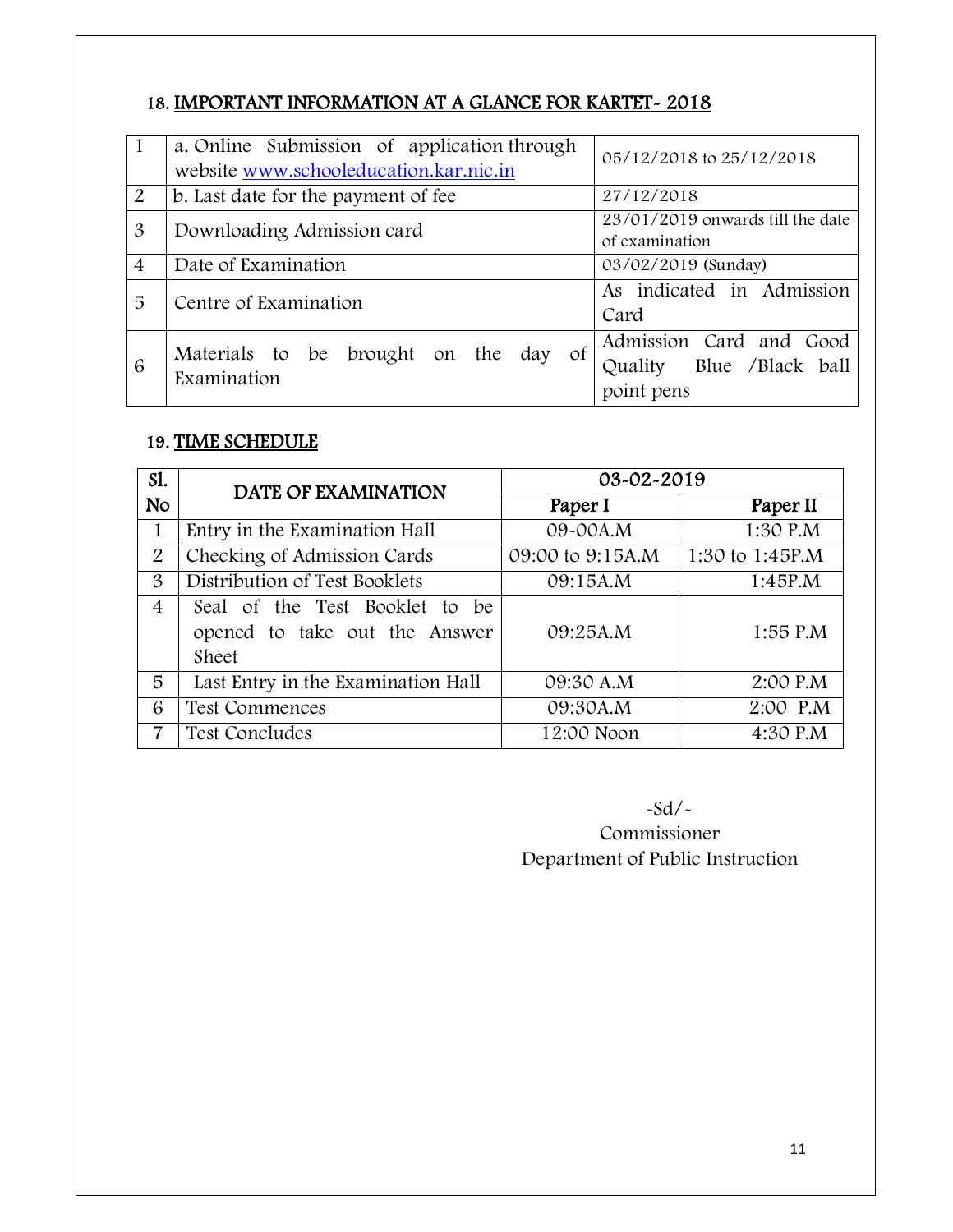## 18. IMPORTANT INFORMATION AT A GLANCE FOR KARTET- 2018

| | | |
|---|---|---|
| 1 | a. Online Submission of application through website www.schooleducation.kar.nic.in | 05/12/2018 to 25/12/2018 |
| 2 | b. Last date for the payment of fee | 27/12/2018 |
| 3 | Downloading Admission card | 23/01/2019 onwards till the date of examination |
| 4 | Date of Examination | 03/02/2019 (Sunday) |
| 5 | Centre of Examination | As indicated in Admission Card |
| 6 | Materials to be brought on the day of Examination | Admission Card and Good Quality Blue /Black ball point pens |

## 19. TIME SCHEDULE

| Sl. No | DATE OF EXAMINATION | 03-02-2019 | |
|---|---|---|---|
| | | Paper I | Paper II |
| 1 | Entry in the Examination Hall | 09-00A.M | 1:30 P.M |
| 2 | Checking of Admission Cards | 09:00 to 9:15A.M | 1:30 to 1:45P.M |
| 3 | Distribution of Test Booklets | 09:15A.M | 1:45P.M |
| 4 | Seal of the Test Booklet to be opened to take out the Answer Sheet | 09:25A.M | 1:55 P.M |
| 5 | Last Entry in the Examination Hall | 09:30 A.M | 2:00 P.M |
| 6 | Test Commences | 09:30A.M | 2:00 P.M |
| 7 | Test Concludes | 12:00 Noon | 4:30 P.M |

-Sd/-

Commissioner

Department of Public Instruction